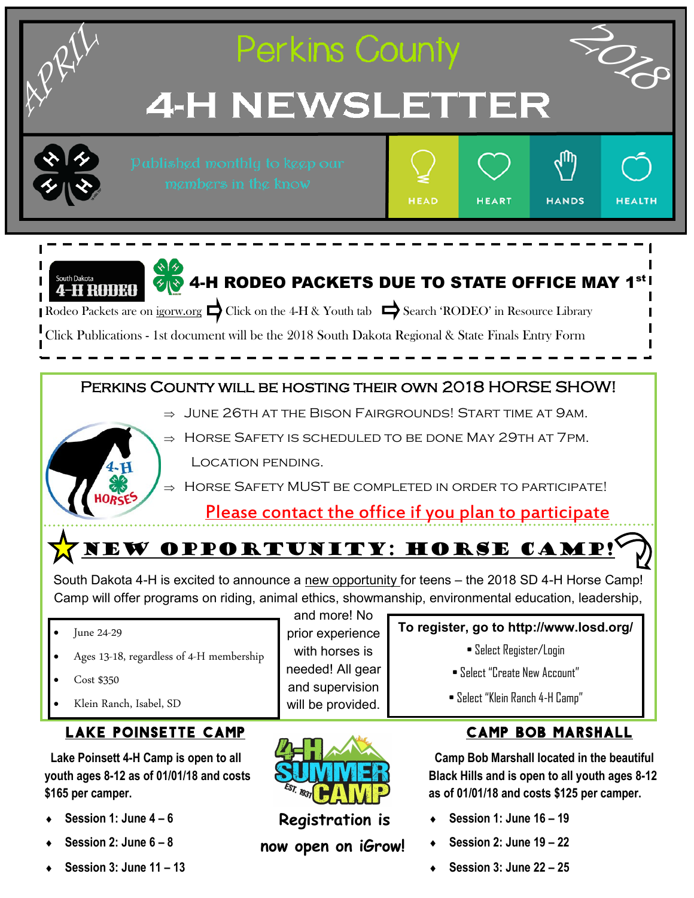APRIL

# Perkins County 4-H NEWSLETTER

2018

Published monthly to keep our members in the know

HEAD HEART HANDS HEALTH

## 4-H RODEO PACKETS DUE TO STATE OFFICE MAY 1st

Rodeo Packets are on igorw.org ⇨ Click on the 4-H & Youth tab ⇨ Search 'RODEO' in Resource Library

Click Publications - 1st document will be the 2018 South Dakota Regional & State Finals Entry Form

## Perkins County will be hosting their own 2018 Horse Show!

- ⇒ June 26th at the Bison Fairgrounds! Start time at 9am.
- ⇒ Horse Safety is scheduled to be done May 29th at 7pm. Location pending.
- ⇒ Horse Safety MUST be completed in order to participate!

**Please contact the office if you plan to participate**

## New Opportunity: Horse Camp!

South Dakota 4-H is excited to announce a new opportunity for teens – the 2018 SD 4-H Horse Camp! Camp will offer programs on riding, animal ethics, showmanship, environmental education, leadership, and more! No prior experience with horses is needed! All gear and supervision will be provided.

- June 24-29
- Ages 13-18, regardless of 4-H membership
- Cost $350
- Klein Ranch, Isabel, SD

**To register, go to http://www.losd.org/**

- Select Register/Login
- Select "Create New Account"
- Select "Klein Ranch 4-H Camp"

## Lake Poinsette Camp

**Lake Poinsett 4-H Camp is open to all youth ages 8-12 as of 01/01/18 and costs $165 per camper.**

- **Session 1: June 4 – 6**
- **Session 2: June 6 – 8**
- **Session 3: June 11 – 13**

4-H SUMMER CAMP EST. 1931

**Registration is now open on iGrow!**

## Camp Bob Marshall

**Camp Bob Marshall located in the beautiful Black Hills and is open to all youth ages 8-12 as of 01/01/18 and costs $125 per camper.**

- **Session 1: June 16 – 19**
- **Session 2: June 19 – 22**
- **Session 3: June 22 – 25**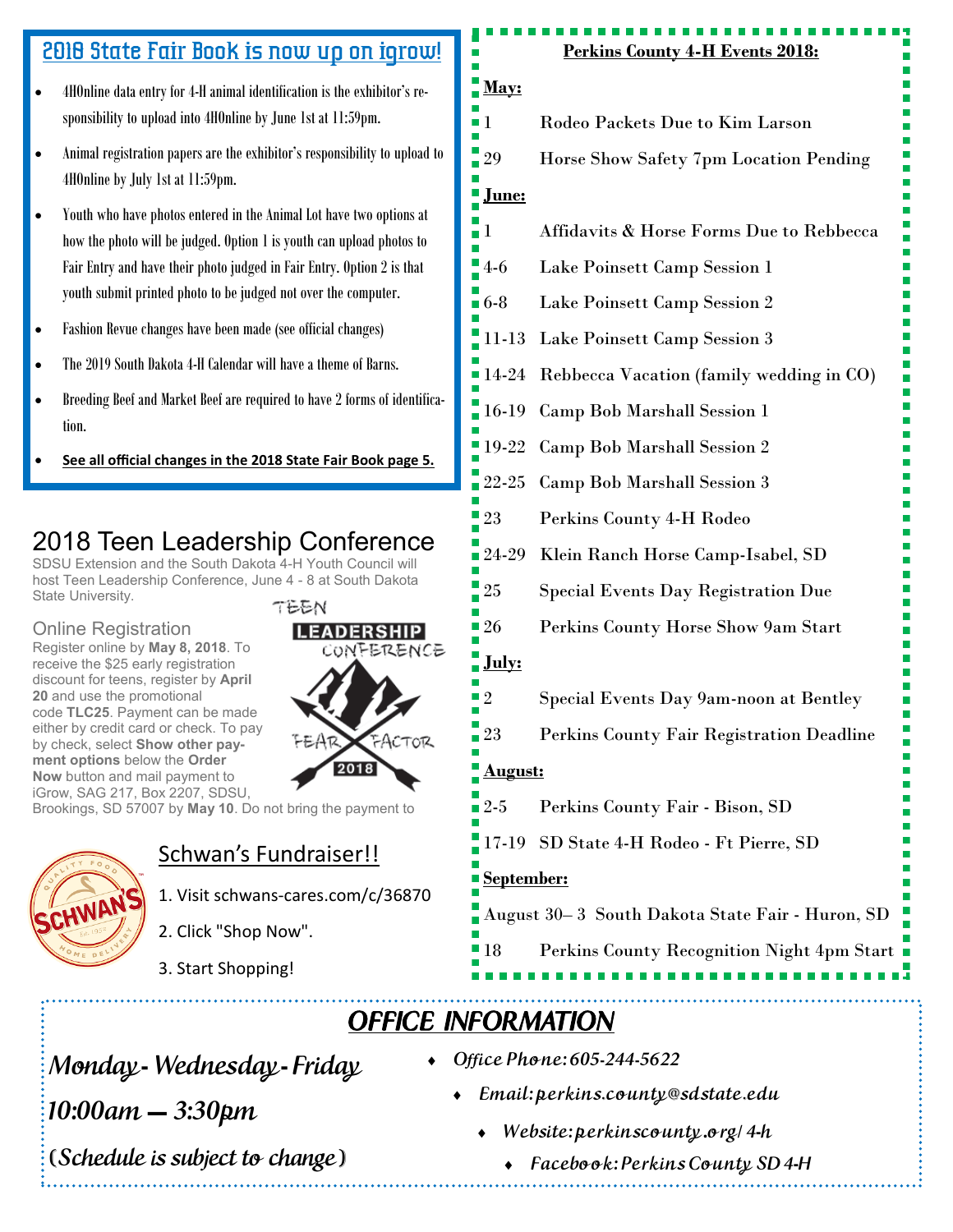## 2018 State Fair Book is now up on igrow!

- 4HOnline data entry for 4-H animal identification is the exhibitor's responsibility to upload into 4HOnline by June 1st at 11:59pm.
- Animal registration papers are the exhibitor's responsibility to upload to 4HOnline by July 1st at 11:59pm.
- Youth who have photos entered in the Animal Lot have two options at how the photo will be judged. Option 1 is youth can upload photos to Fair Entry and have their photo judged in Fair Entry. Option 2 is that youth submit printed photo to be judged not over the computer.
- Fashion Revue changes have been made (see official changes)
- The 2019 South Dakota 4-H Calendar will have a theme of Barns.
- Breeding Beef and Market Beef are required to have 2 forms of identification.
- **See all official changes in the 2018 State Fair Book page 5.**

## 2018 Teen Leadership Conference

SDSU Extension and the South Dakota 4-H Youth Council will host Teen Leadership Conference, June 4 - 8 at South Dakota State University.

TEEN LEADERSHIP CONFERENCE
FEAR FACTOR
2018

### Online Registration

Register online by **May 8, 2018**. To receive the $25 early registration discount for teens, register by **April 20** and use the promotional code **TLC25**. Payment can be made either by credit card or check. To pay by check, select **Show other payment options** below the **Order Now** button and mail payment to iGrow, SAG 217, Box 2207, SDSU, Brookings, SD 57007 by **May 10**. Do not bring the payment to

## Schwan's Fundraiser!!

1. Visit schwans-cares.com/c/36870
2. Click "Shop Now".
3. Start Shopping!

## Perkins County 4-H Events 2018:

**May:**

| | |
|---|---|
| 1 | Rodeo Packets Due to Kim Larson |
| 29 | Horse Show Safety 7pm Location Pending |

**June:**

| | |
|---|---|
| 1 | Affidavits & Horse Forms Due to Rebbecca |
| 4-6 | Lake Poinsett Camp Session 1 |
| 6-8 | Lake Poinsett Camp Session 2 |
| 11-13 | Lake Poinsett Camp Session 3 |
| 14-24 | Rebbecca Vacation (family wedding in CO) |
| 16-19 | Camp Bob Marshall Session 1 |
| 19-22 | Camp Bob Marshall Session 2 |
| 22-25 | Camp Bob Marshall Session 3 |
| 23 | Perkins County 4-H Rodeo |
| 24-29 | Klein Ranch Horse Camp-Isabel, SD |
| 25 | Special Events Day Registration Due |
| 26 | Perkins County Horse Show 9am Start |

**July:**

| | |
|---|---|
| 2 | Special Events Day 9am-noon at Bentley |
| 23 | Perkins County Fair Registration Deadline |

**August:**

| | |
|---|---|
| 2-5 | Perkins County Fair - Bison, SD |
| 17-19 | SD State 4-H Rodeo - Ft Pierre, SD |

**September:**

| | |
|---|---|
| August 30– 3 | South Dakota State Fair - Huron, SD |
| 18 | Perkins County Recognition Night 4pm Start |

## OFFICE INFORMATION

*Monday - Wednesday - Friday*

*10:00am — 3:30pm*

*(Schedule is subject to change)*

- *Office Phone: 605-244-5622*
- *Email: perkins.county@sdstate.edu*
- *Website: perkinscounty.org/4-h*
- *Facebook: Perkins County SD 4-H*